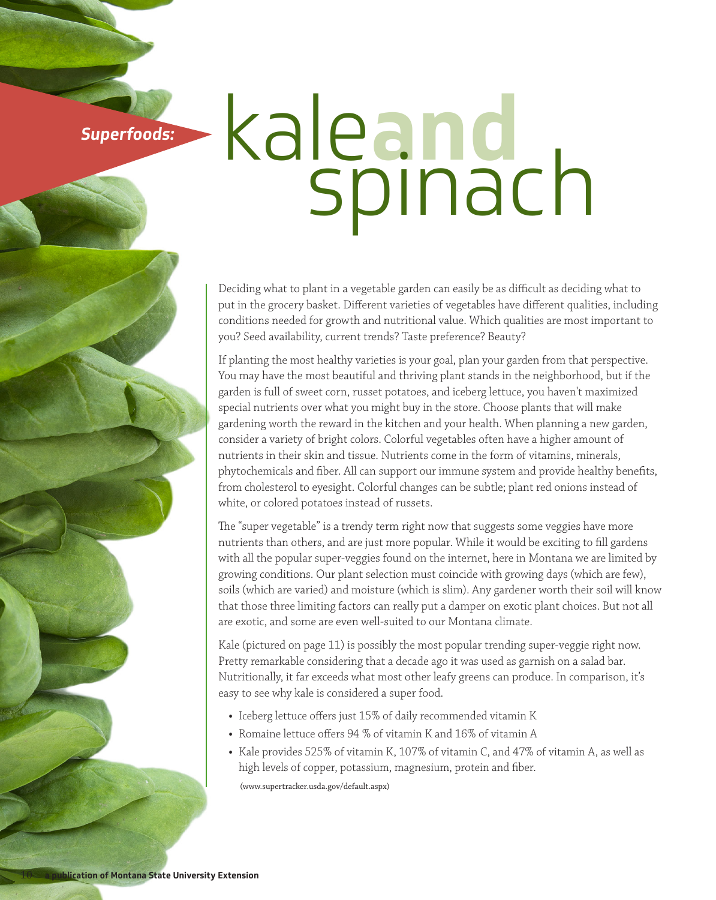*Superfoods:*

# kale and spinach

Deciding what to plant in a vegetable garden can easily be as difficult as deciding what to put in the grocery basket. Different varieties of vegetables have different qualities, including conditions needed for growth and nutritional value. Which qualities are most important to you? Seed availability, current trends? Taste preference? Beauty?

If planting the most healthy varieties is your goal, plan your garden from that perspective. You may have the most beautiful and thriving plant stands in the neighborhood, but if the garden is full of sweet corn, russet potatoes, and iceberg lettuce, you haven't maximized special nutrients over what you might buy in the store. Choose plants that will make gardening worth the reward in the kitchen and your health. When planning a new garden, consider a variety of bright colors. Colorful vegetables often have a higher amount of nutrients in their skin and tissue. Nutrients come in the form of vitamins, minerals, phytochemicals and fiber. All can support our immune system and provide healthy benefits, from cholesterol to eyesight. Colorful changes can be subtle; plant red onions instead of white, or colored potatoes instead of russets.

The "super vegetable" is a trendy term right now that suggests some veggies have more nutrients than others, and are just more popular. While it would be exciting to fill gardens with all the popular super-veggies found on the internet, here in Montana we are limited by growing conditions. Our plant selection must coincide with growing days (which are few), soils (which are varied) and moisture (which is slim). Any gardener worth their soil will know that those three limiting factors can really put a damper on exotic plant choices. But not all are exotic, and some are even well-suited to our Montana climate.

Kale (pictured on page 11) is possibly the most popular trending super-veggie right now. Pretty remarkable considering that a decade ago it was used as garnish on a salad bar. Nutritionally, it far exceeds what most other leafy greens can produce. In comparison, it's easy to see why kale is considered a super food.

- Iceberg lettuce offers just 15% of daily recommended vitamin K
- Romaine lettuce offers 94 % of vitamin K and 16% of vitamin A
- Kale provides 525% of vitamin K, 107% of vitamin C, and 47% of vitamin A, as well as high levels of copper, potassium, magnesium, protein and fiber.

(www.supertracker.usda.gov/default.aspx)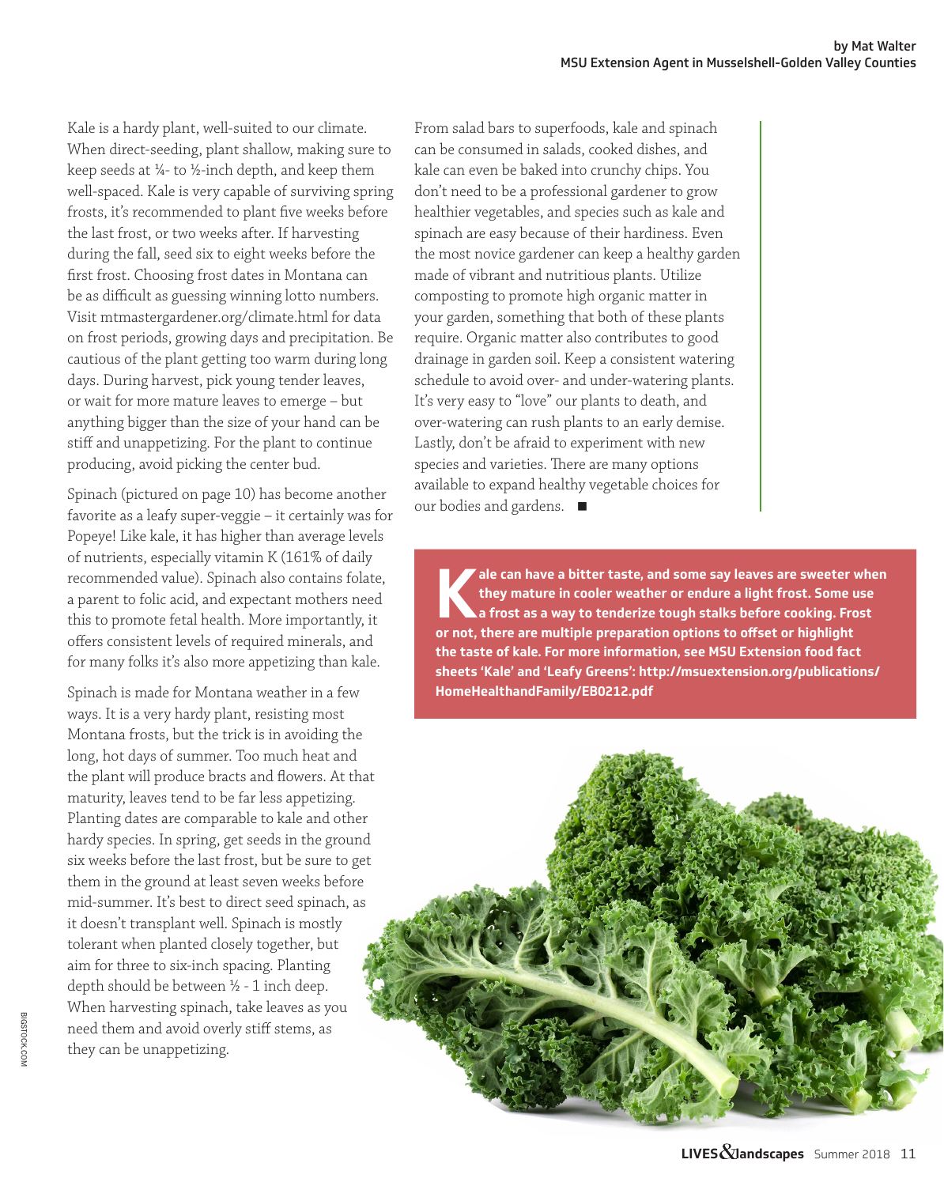by Mat Walter
MSU Extension Agent in Musselshell-Golden Valley Counties

Kale is a hardy plant, well-suited to our climate. When direct-seeding, plant shallow, making sure to keep seeds at ¼- to ½-inch depth, and keep them well-spaced. Kale is very capable of surviving spring frosts, it's recommended to plant five weeks before the last frost, or two weeks after. If harvesting during the fall, seed six to eight weeks before the first frost. Choosing frost dates in Montana can be as difficult as guessing winning lotto numbers. Visit mtmastergardener.org/climate.html for data on frost periods, growing days and precipitation. Be cautious of the plant getting too warm during long days. During harvest, pick young tender leaves, or wait for more mature leaves to emerge – but anything bigger than the size of your hand can be stiff and unappetizing. For the plant to continue producing, avoid picking the center bud.

Spinach (pictured on page 10) has become another favorite as a leafy super-veggie – it certainly was for Popeye! Like kale, it has higher than average levels of nutrients, especially vitamin K (161% of daily recommended value). Spinach also contains folate, a parent to folic acid, and expectant mothers need this to promote fetal health. More importantly, it offers consistent levels of required minerals, and for many folks it's also more appetizing than kale.

Spinach is made for Montana weather in a few ways. It is a very hardy plant, resisting most Montana frosts, but the trick is in avoiding the long, hot days of summer. Too much heat and the plant will produce bracts and flowers. At that maturity, leaves tend to be far less appetizing. Planting dates are comparable to kale and other hardy species. In spring, get seeds in the ground six weeks before the last frost, but be sure to get them in the ground at least seven weeks before mid-summer. It's best to direct seed spinach, as it doesn't transplant well. Spinach is mostly tolerant when planted closely together, but aim for three to six-inch spacing. Planting depth should be between ½ - 1 inch deep. When harvesting spinach, take leaves as you need them and avoid overly stiff stems, as they can be unappetizing.

From salad bars to superfoods, kale and spinach can be consumed in salads, cooked dishes, and kale can even be baked into crunchy chips. You don't need to be a professional gardener to grow healthier vegetables, and species such as kale and spinach are easy because of their hardiness. Even the most novice gardener can keep a healthy garden made of vibrant and nutritious plants. Utilize composting to promote high organic matter in your garden, something that both of these plants require. Organic matter also contributes to good drainage in garden soil. Keep a consistent watering schedule to avoid over- and under-watering plants. It's very easy to "love" our plants to death, and over-watering can rush plants to an early demise. Lastly, don't be afraid to experiment with new species and varieties. There are many options available to expand healthy vegetable choices for our bodies and gardens. ■

**Kale can have a bitter taste, and some say leaves are sweeter when they mature in cooler weather or endure a light frost. Some use a frost as a way to tenderize tough stalks before cooking. Frost or not, there are multiple preparation options to offset or highlight the taste of kale. For more information, see MSU Extension food fact sheets 'Kale' and 'Leafy Greens': http://msuextension.org/publications/HomeHealthandFamily/EB0212.pdf**

BIGSTOCK.COM